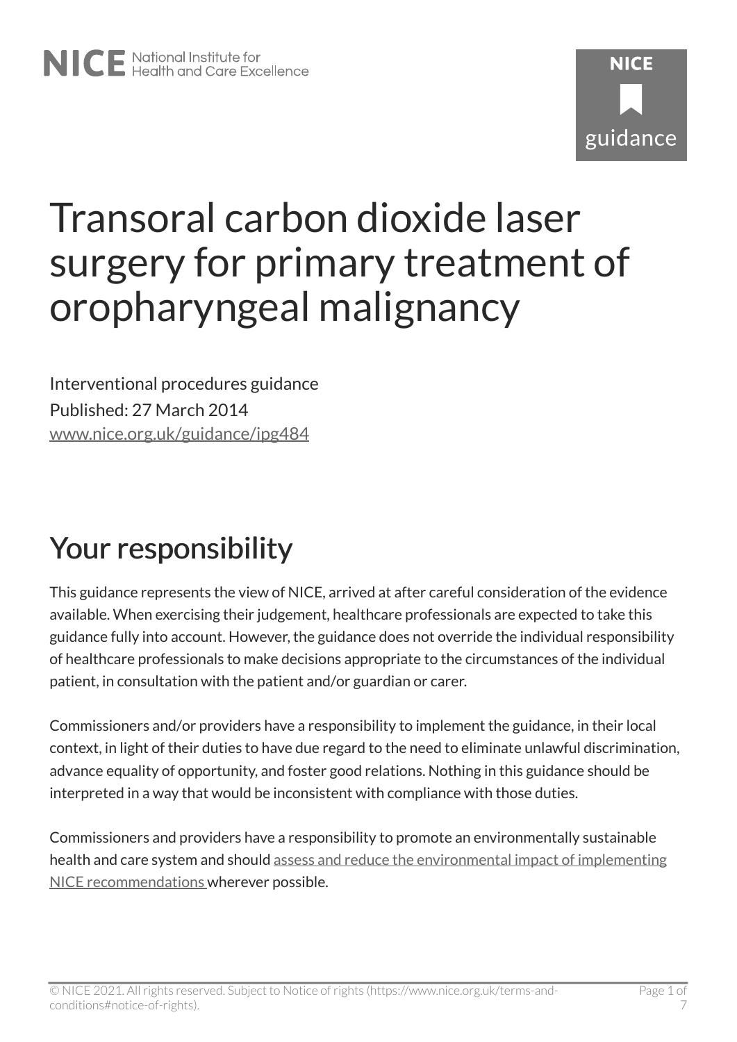# Transoral carbon dioxide laser surgery for primary treatment of oropharyngeal malignancy

Interventional procedures guidance

Published: 27 March 2014

www.nice.org.uk/guidance/ipg484

## Your responsibility

This guidance represents the view of NICE, arrived at after careful consideration of the evidence available. When exercising their judgement, healthcare professionals are expected to take this guidance fully into account. However, the guidance does not override the individual responsibility of healthcare professionals to make decisions appropriate to the circumstances of the individual patient, in consultation with the patient and/or guardian or carer.

Commissioners and/or providers have a responsibility to implement the guidance, in their local context, in light of their duties to have due regard to the need to eliminate unlawful discrimination, advance equality of opportunity, and foster good relations. Nothing in this guidance should be interpreted in a way that would be inconsistent with compliance with those duties.

Commissioners and providers have a responsibility to promote an environmentally sustainable health and care system and should assess and reduce the environmental impact of implementing NICE recommendations wherever possible.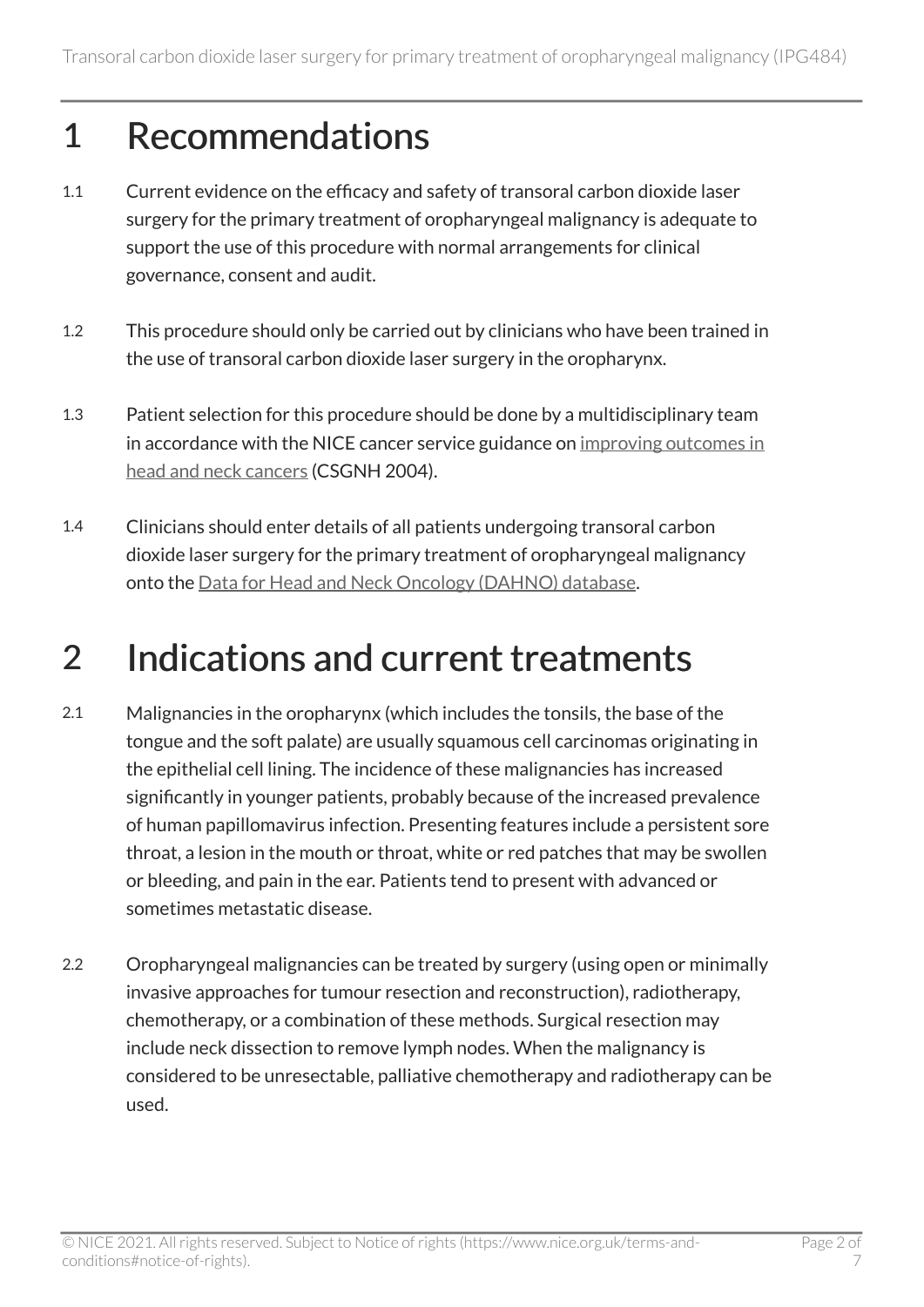# 1 Recommendations

1.1 Current evidence on the efficacy and safety of transoral carbon dioxide laser surgery for the primary treatment of oropharyngeal malignancy is adequate to support the use of this procedure with normal arrangements for clinical governance, consent and audit.

1.2 This procedure should only be carried out by clinicians who have been trained in the use of transoral carbon dioxide laser surgery in the oropharynx.

1.3 Patient selection for this procedure should be done by a multidisciplinary team in accordance with the NICE cancer service guidance on improving outcomes in head and neck cancers (CSGNH 2004).

1.4 Clinicians should enter details of all patients undergoing transoral carbon dioxide laser surgery for the primary treatment of oropharyngeal malignancy onto the Data for Head and Neck Oncology (DAHNO) database.

# 2 Indications and current treatments

2.1 Malignancies in the oropharynx (which includes the tonsils, the base of the tongue and the soft palate) are usually squamous cell carcinomas originating in the epithelial cell lining. The incidence of these malignancies has increased significantly in younger patients, probably because of the increased prevalence of human papillomavirus infection. Presenting features include a persistent sore throat, a lesion in the mouth or throat, white or red patches that may be swollen or bleeding, and pain in the ear. Patients tend to present with advanced or sometimes metastatic disease.

2.2 Oropharyngeal malignancies can be treated by surgery (using open or minimally invasive approaches for tumour resection and reconstruction), radiotherapy, chemotherapy, or a combination of these methods. Surgical resection may include neck dissection to remove lymph nodes. When the malignancy is considered to be unresectable, palliative chemotherapy and radiotherapy can be used.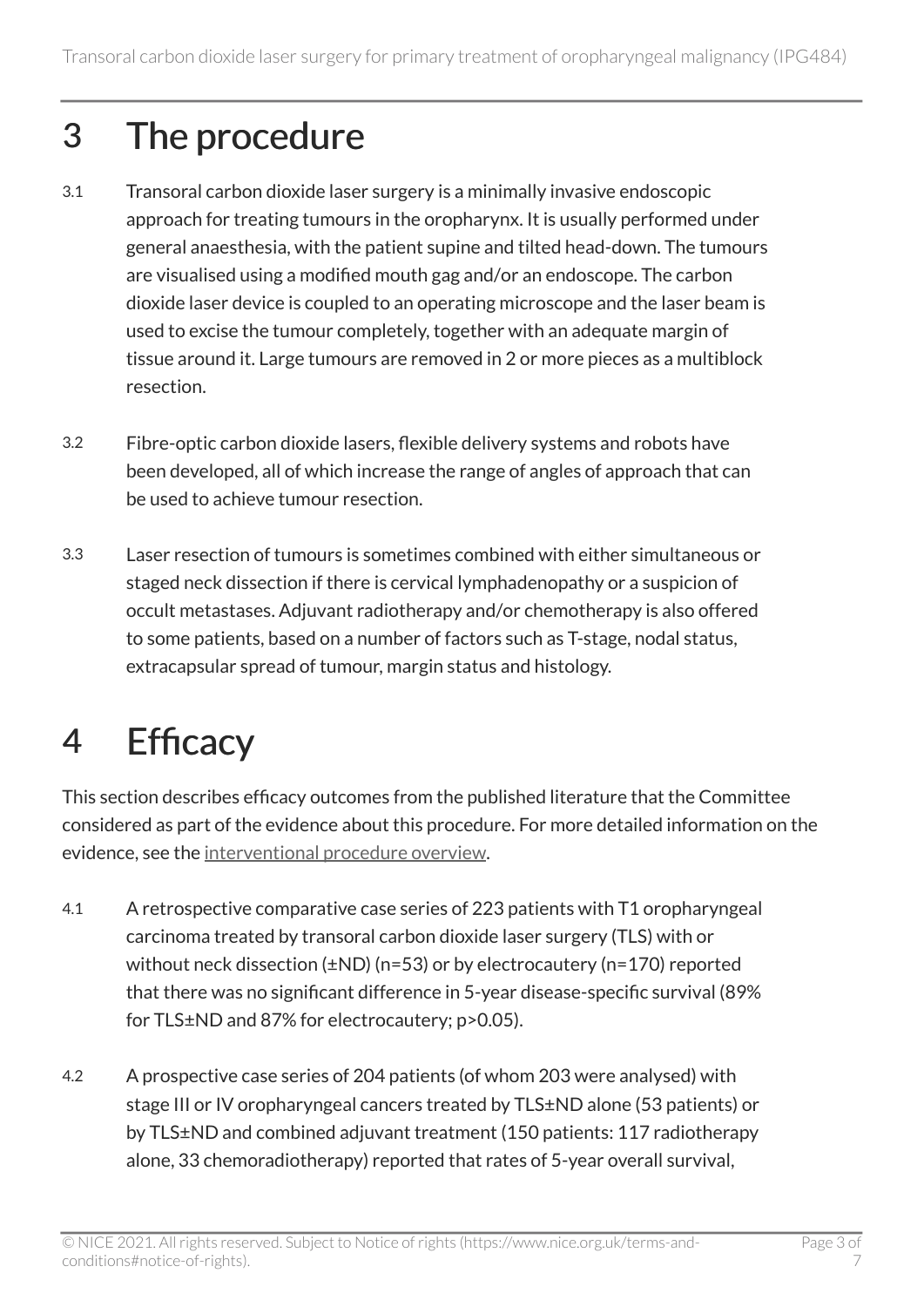# 3 The procedure

3.1 Transoral carbon dioxide laser surgery is a minimally invasive endoscopic approach for treating tumours in the oropharynx. It is usually performed under general anaesthesia, with the patient supine and tilted head-down. The tumours are visualised using a modified mouth gag and/or an endoscope. The carbon dioxide laser device is coupled to an operating microscope and the laser beam is used to excise the tumour completely, together with an adequate margin of tissue around it. Large tumours are removed in 2 or more pieces as a multiblock resection.

3.2 Fibre-optic carbon dioxide lasers, flexible delivery systems and robots have been developed, all of which increase the range of angles of approach that can be used to achieve tumour resection.

3.3 Laser resection of tumours is sometimes combined with either simultaneous or staged neck dissection if there is cervical lymphadenopathy or a suspicion of occult metastases. Adjuvant radiotherapy and/or chemotherapy is also offered to some patients, based on a number of factors such as T-stage, nodal status, extracapsular spread of tumour, margin status and histology.

# 4 Efficacy

This section describes efficacy outcomes from the published literature that the Committee considered as part of the evidence about this procedure. For more detailed information on the evidence, see the interventional procedure overview.

4.1 A retrospective comparative case series of 223 patients with T1 oropharyngeal carcinoma treated by transoral carbon dioxide laser surgery (TLS) with or without neck dissection (±ND) (n=53) or by electrocautery (n=170) reported that there was no significant difference in 5-year disease-specific survival (89% for TLS±ND and 87% for electrocautery; $p>0.05$).

4.2 A prospective case series of 204 patients (of whom 203 were analysed) with stage III or IV oropharyngeal cancers treated by TLS±ND alone (53 patients) or by TLS±ND and combined adjuvant treatment (150 patients: 117 radiotherapy alone, 33 chemoradiotherapy) reported that rates of 5-year overall survival,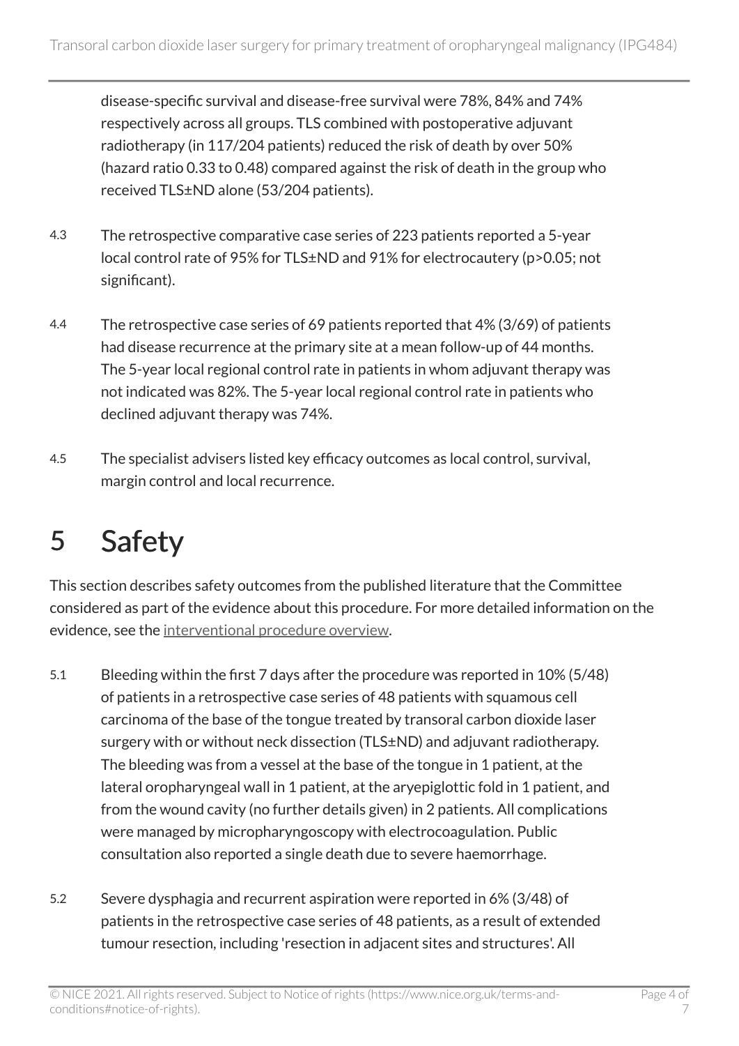disease-specific survival and disease-free survival were 78%, 84% and 74% respectively across all groups. TLS combined with postoperative adjuvant radiotherapy (in 117/204 patients) reduced the risk of death by over 50% (hazard ratio 0.33 to 0.48) compared against the risk of death in the group who received TLS±ND alone (53/204 patients).

4.3 The retrospective comparative case series of 223 patients reported a 5-year local control rate of 95% for TLS±ND and 91% for electrocautery ($p>0.05$; not significant).

4.4 The retrospective case series of 69 patients reported that 4% (3/69) of patients had disease recurrence at the primary site at a mean follow-up of 44 months. The 5-year local regional control rate in patients in whom adjuvant therapy was not indicated was 82%. The 5-year local regional control rate in patients who declined adjuvant therapy was 74%.

4.5 The specialist advisers listed key efficacy outcomes as local control, survival, margin control and local recurrence.

# 5 Safety

This section describes safety outcomes from the published literature that the Committee considered as part of the evidence about this procedure. For more detailed information on the evidence, see the interventional procedure overview.

5.1 Bleeding within the first 7 days after the procedure was reported in 10% (5/48) of patients in a retrospective case series of 48 patients with squamous cell carcinoma of the base of the tongue treated by transoral carbon dioxide laser surgery with or without neck dissection (TLS±ND) and adjuvant radiotherapy. The bleeding was from a vessel at the base of the tongue in 1 patient, at the lateral oropharyngeal wall in 1 patient, at the aryepiglottic fold in 1 patient, and from the wound cavity (no further details given) in 2 patients. All complications were managed by micropharyngoscopy with electrocoagulation. Public consultation also reported a single death due to severe haemorrhage.

5.2 Severe dysphagia and recurrent aspiration were reported in 6% (3/48) of patients in the retrospective case series of 48 patients, as a result of extended tumour resection, including 'resection in adjacent sites and structures'. All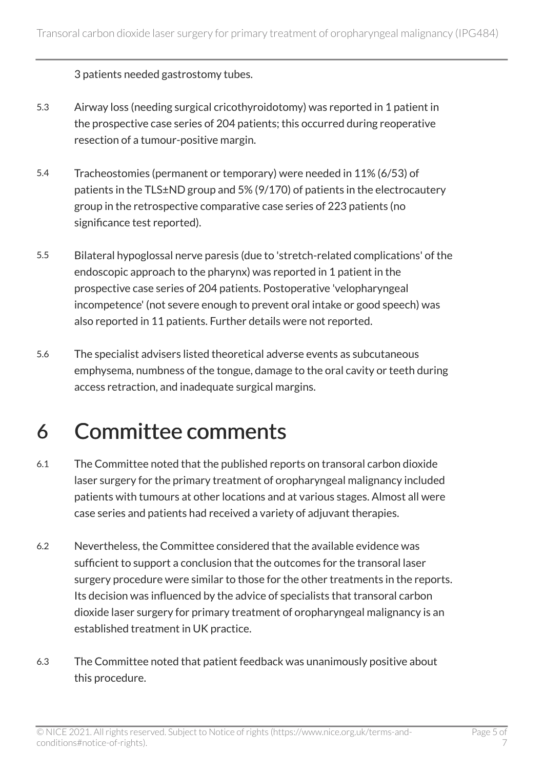3 patients needed gastrostomy tubes.

5.3 Airway loss (needing surgical cricothyroidotomy) was reported in 1 patient in the prospective case series of 204 patients; this occurred during reoperative resection of a tumour-positive margin.

5.4 Tracheostomies (permanent or temporary) were needed in 11% (6/53) of patients in the TLS±ND group and 5% (9/170) of patients in the electrocautery group in the retrospective comparative case series of 223 patients (no significance test reported).

5.5 Bilateral hypoglossal nerve paresis (due to 'stretch-related complications' of the endoscopic approach to the pharynx) was reported in 1 patient in the prospective case series of 204 patients. Postoperative 'velopharyngeal incompetence' (not severe enough to prevent oral intake or good speech) was also reported in 11 patients. Further details were not reported.

5.6 The specialist advisers listed theoretical adverse events as subcutaneous emphysema, numbness of the tongue, damage to the oral cavity or teeth during access retraction, and inadequate surgical margins.

# 6 Committee comments

6.1 The Committee noted that the published reports on transoral carbon dioxide laser surgery for the primary treatment of oropharyngeal malignancy included patients with tumours at other locations and at various stages. Almost all were case series and patients had received a variety of adjuvant therapies.

6.2 Nevertheless, the Committee considered that the available evidence was sufficient to support a conclusion that the outcomes for the transoral laser surgery procedure were similar to those for the other treatments in the reports. Its decision was influenced by the advice of specialists that transoral carbon dioxide laser surgery for primary treatment of oropharyngeal malignancy is an established treatment in UK practice.

6.3 The Committee noted that patient feedback was unanimously positive about this procedure.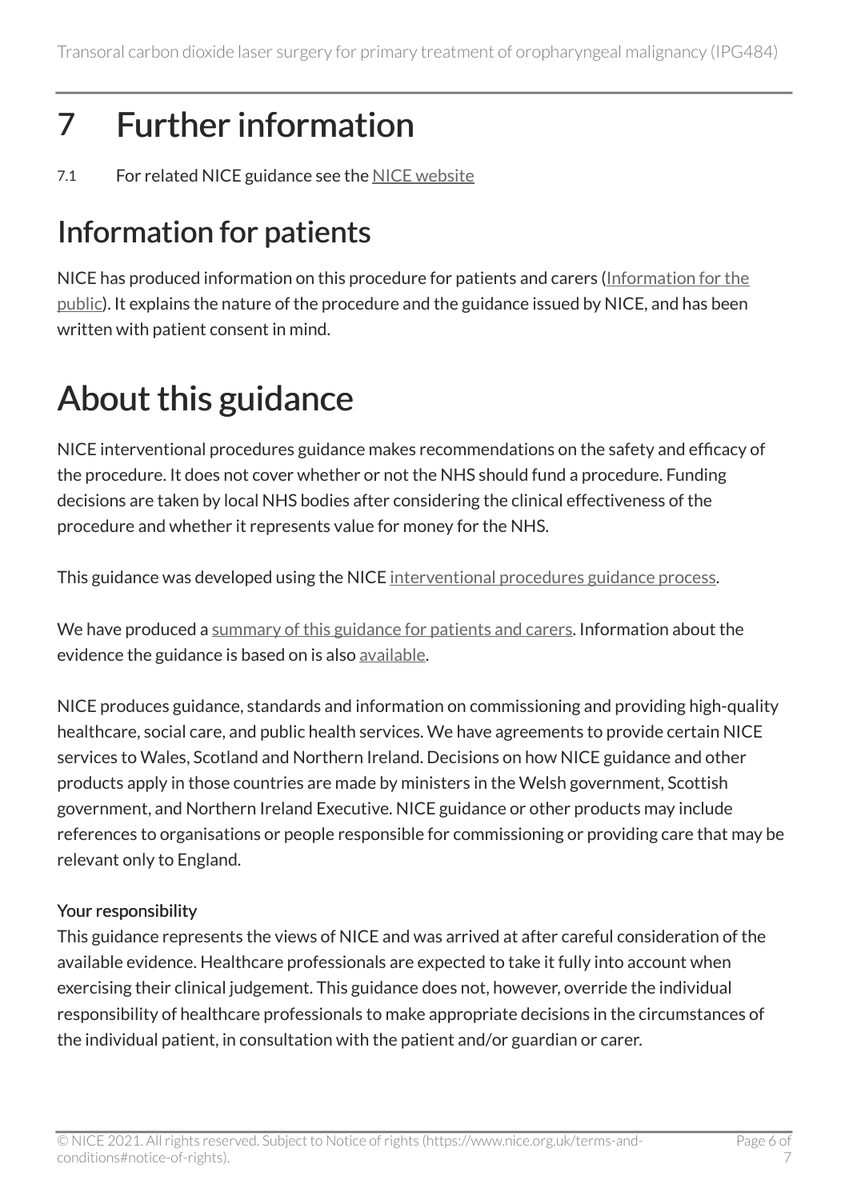# 7 Further information

7.1 For related NICE guidance see the NICE website

## Information for patients

NICE has produced information on this procedure for patients and carers (Information for the public). It explains the nature of the procedure and the guidance issued by NICE, and has been written with patient consent in mind.

# About this guidance

NICE interventional procedures guidance makes recommendations on the safety and efficacy of the procedure. It does not cover whether or not the NHS should fund a procedure. Funding decisions are taken by local NHS bodies after considering the clinical effectiveness of the procedure and whether it represents value for money for the NHS.

This guidance was developed using the NICE interventional procedures guidance process.

We have produced a summary of this guidance for patients and carers. Information about the evidence the guidance is based on is also available.

NICE produces guidance, standards and information on commissioning and providing high-quality healthcare, social care, and public health services. We have agreements to provide certain NICE services to Wales, Scotland and Northern Ireland. Decisions on how NICE guidance and other products apply in those countries are made by ministers in the Welsh government, Scottish government, and Northern Ireland Executive. NICE guidance or other products may include references to organisations or people responsible for commissioning or providing care that may be relevant only to England.

#### Your responsibility

This guidance represents the views of NICE and was arrived at after careful consideration of the available evidence. Healthcare professionals are expected to take it fully into account when exercising their clinical judgement. This guidance does not, however, override the individual responsibility of healthcare professionals to make appropriate decisions in the circumstances of the individual patient, in consultation with the patient and/or guardian or carer.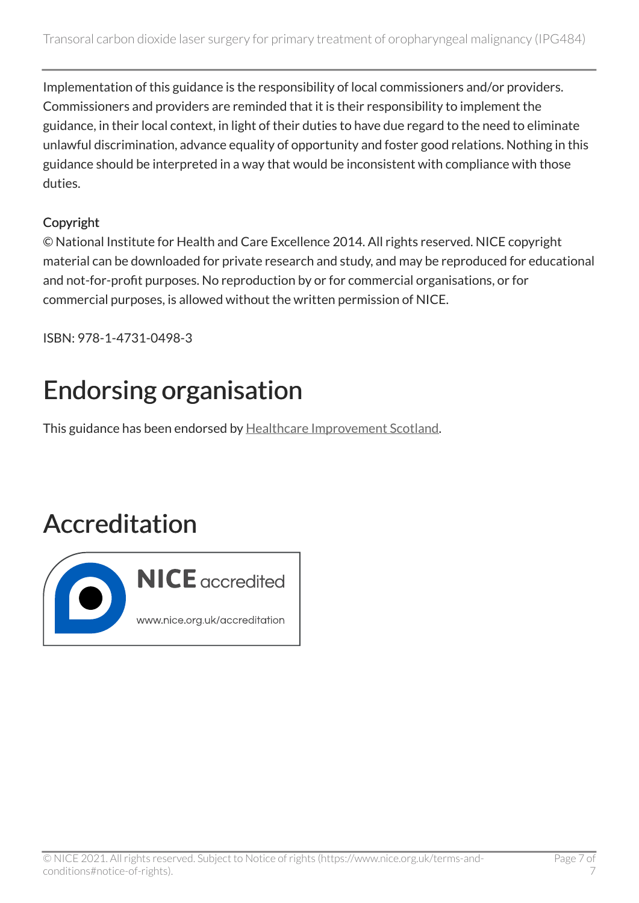Implementation of this guidance is the responsibility of local commissioners and/or providers. Commissioners and providers are reminded that it is their responsibility to implement the guidance, in their local context, in light of their duties to have due regard to the need to eliminate unlawful discrimination, advance equality of opportunity and foster good relations. Nothing in this guidance should be interpreted in a way that would be inconsistent with compliance with those duties.

Copyright

© National Institute for Health and Care Excellence 2014. All rights reserved. NICE copyright material can be downloaded for private research and study, and may be reproduced for educational and not-for-profit purposes. No reproduction by or for commercial organisations, or for commercial purposes, is allowed without the written permission of NICE.

ISBN: 978-1-4731-0498-3

# Endorsing organisation

This guidance has been endorsed by Healthcare Improvement Scotland.

# Accreditation

NICE accredited

www.nice.org.uk/accreditation